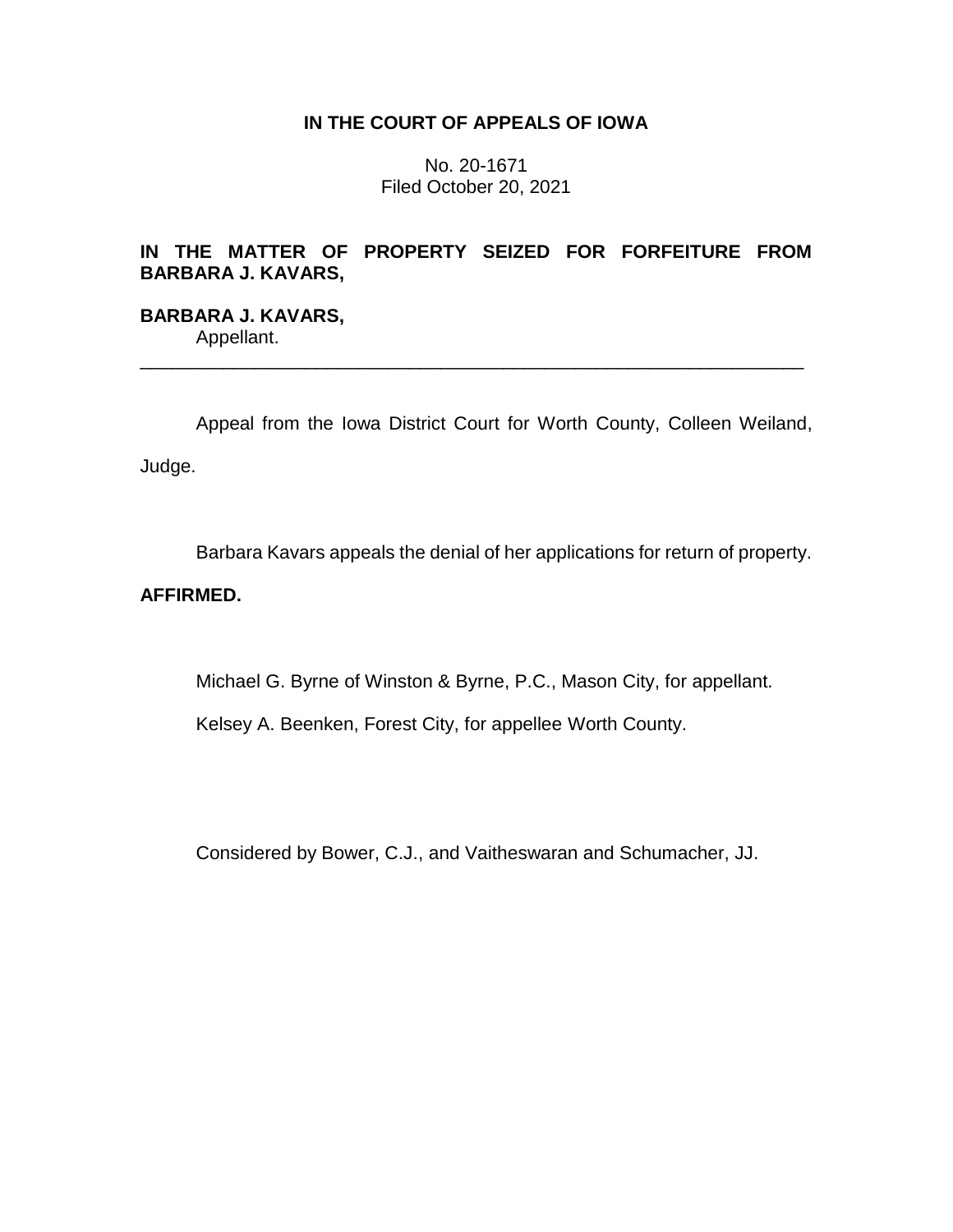**IN THE COURT OF APPEALS OF IOWA**

No. 20-1671
Filed October 20, 2021

**IN THE MATTER OF PROPERTY SEIZED FOR FORFEITURE FROM BARBARA J. KAVARS,**

**BARBARA J. KAVARS,**
Appellant.

________________________________________________________________

Appeal from the Iowa District Court for Worth County, Colleen Weiland, Judge.

Barbara Kavars appeals the denial of her applications for return of property.

**AFFIRMED.**

Michael G. Byrne of Winston & Byrne, P.C., Mason City, for appellant.

Kelsey A. Beenken, Forest City, for appellee Worth County.

Considered by Bower, C.J., and Vaitheswaran and Schumacher, JJ.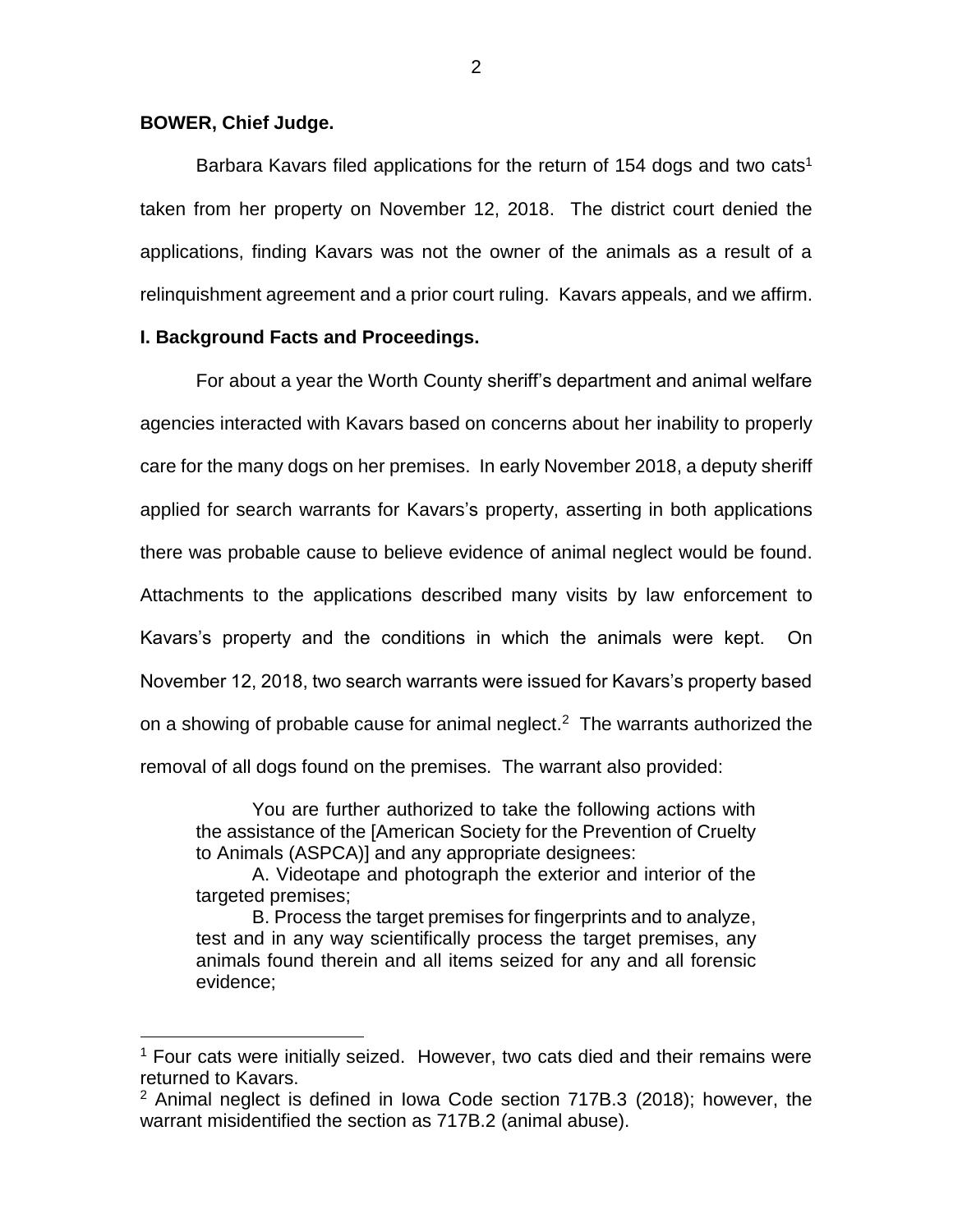**BOWER, Chief Judge.**

Barbara Kavars filed applications for the return of 154 dogs and two cats[1] taken from her property on November 12, 2018. The district court denied the applications, finding Kavars was not the owner of the animals as a result of a relinquishment agreement and a prior court ruling. Kavars appeals, and we affirm.

## I. Background Facts and Proceedings.

For about a year the Worth County sheriff's department and animal welfare agencies interacted with Kavars based on concerns about her inability to properly care for the many dogs on her premises. In early November 2018, a deputy sheriff applied for search warrants for Kavars's property, asserting in both applications there was probable cause to believe evidence of animal neglect would be found. Attachments to the applications described many visits by law enforcement to Kavars's property and the conditions in which the animals were kept. On November 12, 2018, two search warrants were issued for Kavars's property based on a showing of probable cause for animal neglect.[2] The warrants authorized the removal of all dogs found on the premises. The warrant also provided:

> You are further authorized to take the following actions with the assistance of the [American Society for the Prevention of Cruelty to Animals (ASPCA)] and any appropriate designees:
>
> A. Videotape and photograph the exterior and interior of the targeted premises;
>
> B. Process the target premises for fingerprints and to analyze, test and in any way scientifically process the target premises, any animals found therein and all items seized for any and all forensic evidence;

---

[1] Four cats were initially seized. However, two cats died and their remains were returned to Kavars.

[2] Animal neglect is defined in Iowa Code section 717B.3 (2018); however, the warrant misidentified the section as 717B.2 (animal abuse).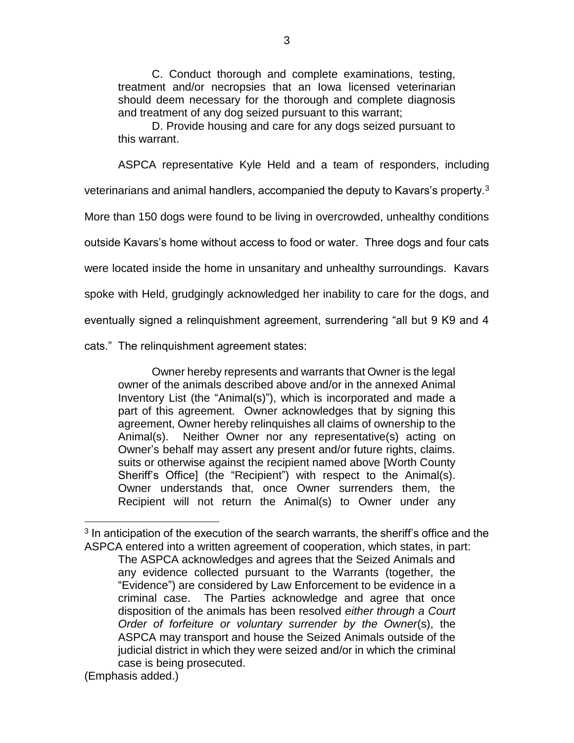C. Conduct thorough and complete examinations, testing, treatment and/or necropsies that an Iowa licensed veterinarian should deem necessary for the thorough and complete diagnosis and treatment of any dog seized pursuant to this warrant;

D. Provide housing and care for any dogs seized pursuant to this warrant.

ASPCA representative Kyle Held and a team of responders, including veterinarians and animal handlers, accompanied the deputy to Kavars's property.[3] More than 150 dogs were found to be living in overcrowded, unhealthy conditions outside Kavars's home without access to food or water. Three dogs and four cats were located inside the home in unsanitary and unhealthy surroundings. Kavars spoke with Held, grudgingly acknowledged her inability to care for the dogs, and eventually signed a relinquishment agreement, surrendering "all but 9 K9 and 4 cats." The relinquishment agreement states:

> Owner hereby represents and warrants that Owner is the legal owner of the animals described above and/or in the annexed Animal Inventory List (the "Animal(s)"), which is incorporated and made a part of this agreement. Owner acknowledges that by signing this agreement, Owner hereby relinquishes all claims of ownership to the Animal(s). Neither Owner nor any representative(s) acting on Owner's behalf may assert any present and/or future rights, claims. suits or otherwise against the recipient named above [Worth County Sheriff's Office] (the "Recipient") with respect to the Animal(s). Owner understands that, once Owner surrenders them, the Recipient will not return the Animal(s) to Owner under any

---

[3] In anticipation of the execution of the search warrants, the sheriff's office and the ASPCA entered into a written agreement of cooperation, which states, in part:

> The ASPCA acknowledges and agrees that the Seized Animals and any evidence collected pursuant to the Warrants (together, the "Evidence") are considered by Law Enforcement to be evidence in a criminal case. The Parties acknowledge and agree that once disposition of the animals has been resolved *either through a Court Order of forfeiture or voluntary surrender by the Owner*(s), the ASPCA may transport and house the Seized Animals outside of the judicial district in which they were seized and/or in which the criminal case is being prosecuted.

(Emphasis added.)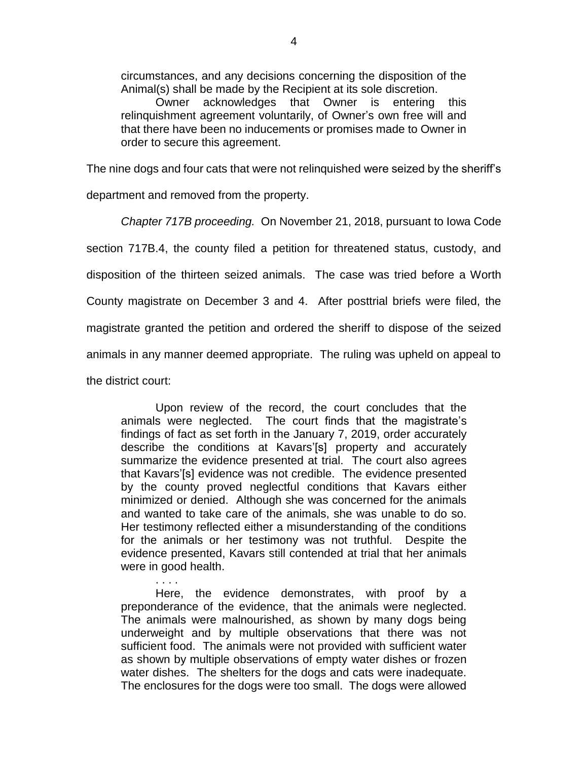> circumstances, and any decisions concerning the disposition of the Animal(s) shall be made by the Recipient at its sole discretion.
>
> Owner acknowledges that Owner is entering this relinquishment agreement voluntarily, of Owner's own free will and that there have been no inducements or promises made to Owner in order to secure this agreement.

The nine dogs and four cats that were not relinquished were seized by the sheriff's department and removed from the property.

*Chapter 717B proceeding.* On November 21, 2018, pursuant to Iowa Code section 717B.4, the county filed a petition for threatened status, custody, and disposition of the thirteen seized animals. The case was tried before a Worth County magistrate on December 3 and 4. After posttrial briefs were filed, the magistrate granted the petition and ordered the sheriff to dispose of the seized animals in any manner deemed appropriate. The ruling was upheld on appeal to the district court:

> Upon review of the record, the court concludes that the animals were neglected. The court finds that the magistrate's findings of fact as set forth in the January 7, 2019, order accurately describe the conditions at Kavars'[s] property and accurately summarize the evidence presented at trial. The court also agrees that Kavars'[s] evidence was not credible. The evidence presented by the county proved neglectful conditions that Kavars either minimized or denied. Although she was concerned for the animals and wanted to take care of the animals, she was unable to do so. Her testimony reflected either a misunderstanding of the conditions for the animals or her testimony was not truthful. Despite the evidence presented, Kavars still contended at trial that her animals were in good health.
>
> . . . .
>
> Here, the evidence demonstrates, with proof by a preponderance of the evidence, that the animals were neglected. The animals were malnourished, as shown by many dogs being underweight and by multiple observations that there was not sufficient food. The animals were not provided with sufficient water as shown by multiple observations of empty water dishes or frozen water dishes. The shelters for the dogs and cats were inadequate. The enclosures for the dogs were too small. The dogs were allowed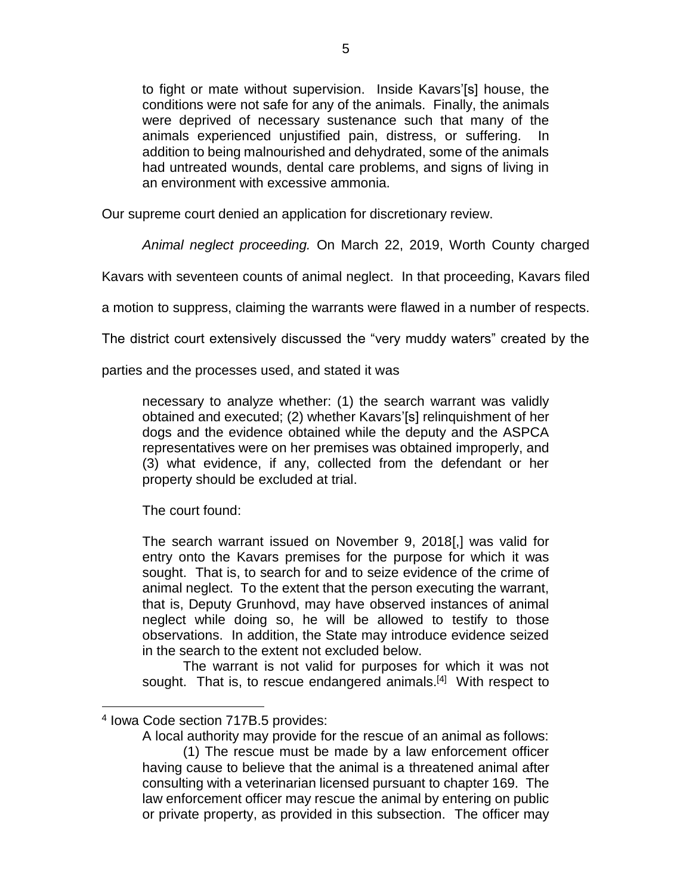> to fight or mate without supervision. Inside Kavars'[s] house, the conditions were not safe for any of the animals. Finally, the animals were deprived of necessary sustenance such that many of the animals experienced unjustified pain, distress, or suffering. In addition to being malnourished and dehydrated, some of the animals had untreated wounds, dental care problems, and signs of living in an environment with excessive ammonia.

Our supreme court denied an application for discretionary review.

*Animal neglect proceeding.* On March 22, 2019, Worth County charged Kavars with seventeen counts of animal neglect. In that proceeding, Kavars filed a motion to suppress, claiming the warrants were flawed in a number of respects. The district court extensively discussed the "very muddy waters" created by the parties and the processes used, and stated it was

> necessary to analyze whether: (1) the search warrant was validly obtained and executed; (2) whether Kavars'[s] relinquishment of her dogs and the evidence obtained while the deputy and the ASPCA representatives were on her premises was obtained improperly, and (3) what evidence, if any, collected from the defendant or her property should be excluded at trial.

> The court found:

> The search warrant issued on November 9, 2018[,] was valid for entry onto the Kavars premises for the purpose for which it was sought. That is, to search for and to seize evidence of the crime of animal neglect. To the extent that the person executing the warrant, that is, Deputy Grunhovd, may have observed instances of animal neglect while doing so, he will be allowed to testify to those observations. In addition, the State may introduce evidence seized in the search to the extent not excluded below.
>
> The warrant is not valid for purposes for which it was not sought. That is, to rescue endangered animals.[4] With respect to

---

[4] Iowa Code section 717B.5 provides:

> A local authority may provide for the rescue of an animal as follows:
>
> (1) The rescue must be made by a law enforcement officer having cause to believe that the animal is a threatened animal after consulting with a veterinarian licensed pursuant to chapter 169. The law enforcement officer may rescue the animal by entering on public or private property, as provided in this subsection. The officer may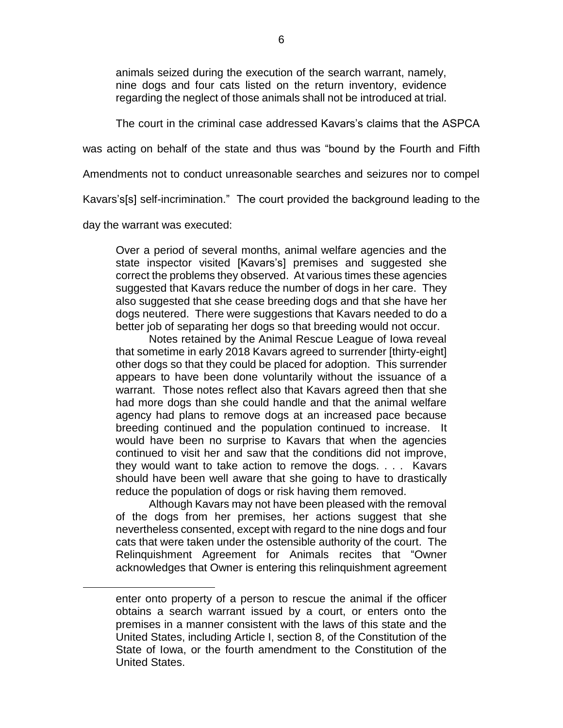> animals seized during the execution of the search warrant, namely, nine dogs and four cats listed on the return inventory, evidence regarding the neglect of those animals shall not be introduced at trial.

The court in the criminal case addressed Kavars's claims that the ASPCA was acting on behalf of the state and thus was "bound by the Fourth and Fifth Amendments not to conduct unreasonable searches and seizures nor to compel Kavars's[s] self-incrimination." The court provided the background leading to the day the warrant was executed:

> Over a period of several months, animal welfare agencies and the state inspector visited [Kavars's] premises and suggested she correct the problems they observed. At various times these agencies suggested that Kavars reduce the number of dogs in her care. They also suggested that she cease breeding dogs and that she have her dogs neutered. There were suggestions that Kavars needed to do a better job of separating her dogs so that breeding would not occur.
>
> Notes retained by the Animal Rescue League of Iowa reveal that sometime in early 2018 Kavars agreed to surrender [thirty-eight] other dogs so that they could be placed for adoption. This surrender appears to have been done voluntarily without the issuance of a warrant. Those notes reflect also that Kavars agreed then that she had more dogs than she could handle and that the animal welfare agency had plans to remove dogs at an increased pace because breeding continued and the population continued to increase. It would have been no surprise to Kavars that when the agencies continued to visit her and saw that the conditions did not improve, they would want to take action to remove the dogs. . . . Kavars should have been well aware that she going to have to drastically reduce the population of dogs or risk having them removed.
>
> Although Kavars may not have been pleased with the removal of the dogs from her premises, her actions suggest that she nevertheless consented, except with regard to the nine dogs and four cats that were taken under the ostensible authority of the court. The Relinquishment Agreement for Animals recites that "Owner acknowledges that Owner is entering this relinquishment agreement

---

> enter onto property of a person to rescue the animal if the officer obtains a search warrant issued by a court, or enters onto the premises in a manner consistent with the laws of this state and the United States, including Article I, section 8, of the Constitution of the State of Iowa, or the fourth amendment to the Constitution of the United States.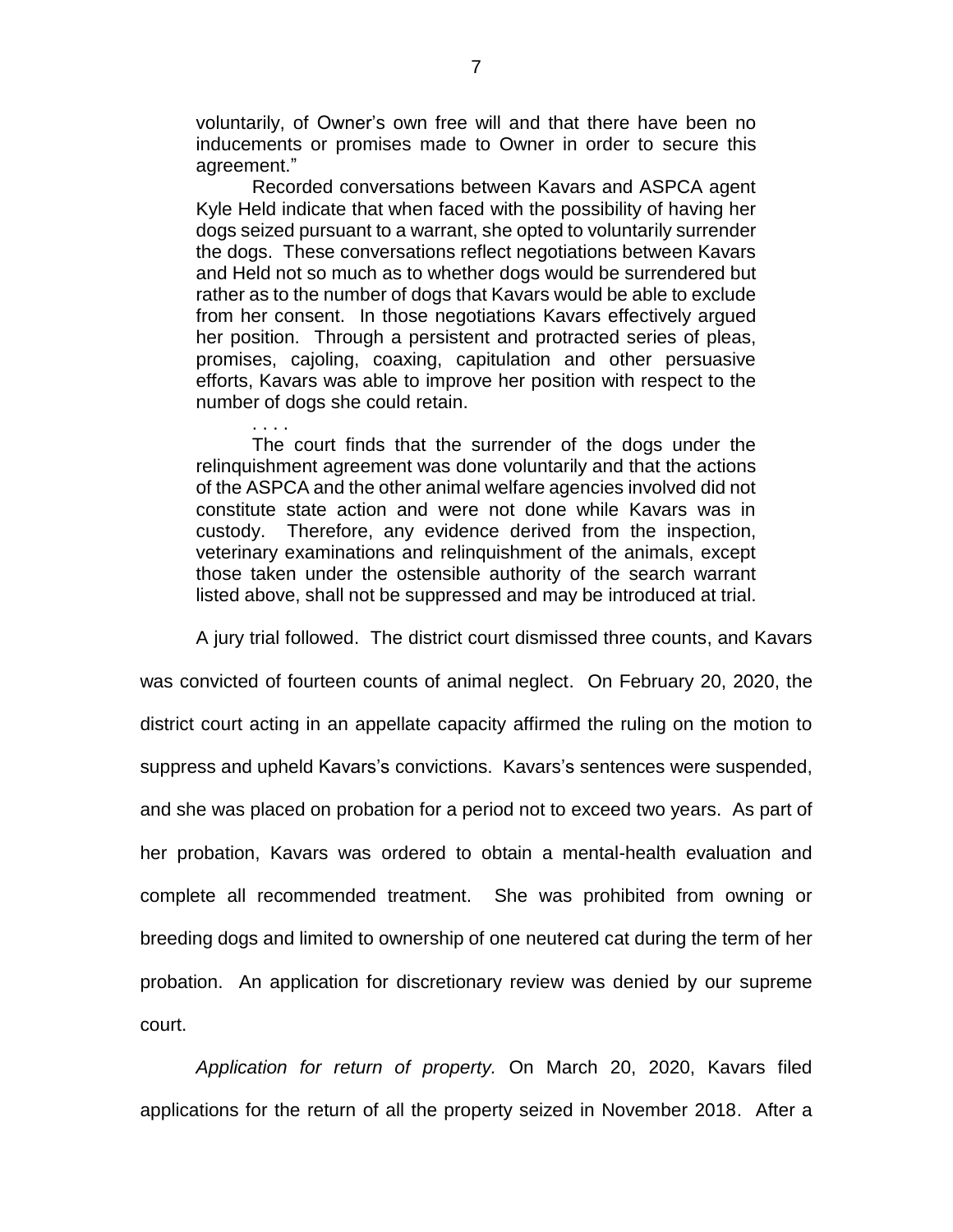> voluntarily, of Owner's own free will and that there have been no inducements or promises made to Owner in order to secure this agreement."
>
> Recorded conversations between Kavars and ASPCA agent Kyle Held indicate that when faced with the possibility of having her dogs seized pursuant to a warrant, she opted to voluntarily surrender the dogs. These conversations reflect negotiations between Kavars and Held not so much as to whether dogs would be surrendered but rather as to the number of dogs that Kavars would be able to exclude from her consent. In those negotiations Kavars effectively argued her position. Through a persistent and protracted series of pleas, promises, cajoling, coaxing, capitulation and other persuasive efforts, Kavars was able to improve her position with respect to the number of dogs she could retain.
>
> . . . .
>
> The court finds that the surrender of the dogs under the relinquishment agreement was done voluntarily and that the actions of the ASPCA and the other animal welfare agencies involved did not constitute state action and were not done while Kavars was in custody. Therefore, any evidence derived from the inspection, veterinary examinations and relinquishment of the animals, except those taken under the ostensible authority of the search warrant listed above, shall not be suppressed and may be introduced at trial.

A jury trial followed. The district court dismissed three counts, and Kavars was convicted of fourteen counts of animal neglect. On February 20, 2020, the district court acting in an appellate capacity affirmed the ruling on the motion to suppress and upheld Kavars's convictions. Kavars's sentences were suspended, and she was placed on probation for a period not to exceed two years. As part of her probation, Kavars was ordered to obtain a mental-health evaluation and complete all recommended treatment. She was prohibited from owning or breeding dogs and limited to ownership of one neutered cat during the term of her probation. An application for discretionary review was denied by our supreme court.

*Application for return of property.* On March 20, 2020, Kavars filed applications for the return of all the property seized in November 2018. After a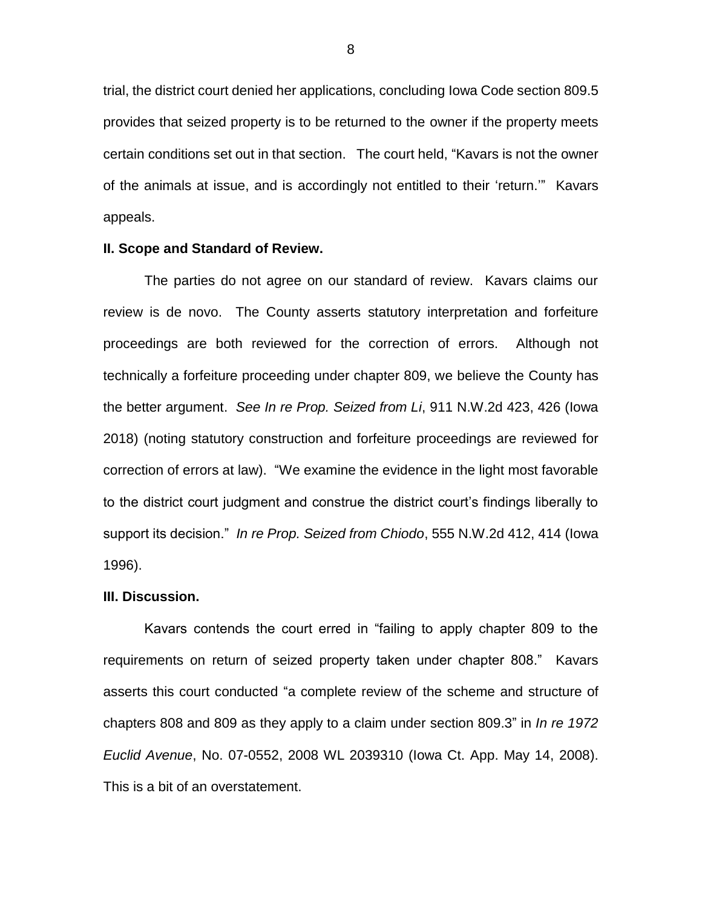trial, the district court denied her applications, concluding Iowa Code section 809.5 provides that seized property is to be returned to the owner if the property meets certain conditions set out in that section. The court held, "Kavars is not the owner of the animals at issue, and is accordingly not entitled to their 'return.'" Kavars appeals.

## II. Scope and Standard of Review.

The parties do not agree on our standard of review. Kavars claims our review is de novo. The County asserts statutory interpretation and forfeiture proceedings are both reviewed for the correction of errors. Although not technically a forfeiture proceeding under chapter 809, we believe the County has the better argument. *See In re Prop. Seized from Li*, 911 N.W.2d 423, 426 (Iowa 2018) (noting statutory construction and forfeiture proceedings are reviewed for correction of errors at law). "We examine the evidence in the light most favorable to the district court judgment and construe the district court's findings liberally to support its decision." *In re Prop. Seized from Chiodo*, 555 N.W.2d 412, 414 (Iowa 1996).

## III. Discussion.

Kavars contends the court erred in "failing to apply chapter 809 to the requirements on return of seized property taken under chapter 808." Kavars asserts this court conducted "a complete review of the scheme and structure of chapters 808 and 809 as they apply to a claim under section 809.3" in *In re 1972 Euclid Avenue*, No. 07-0552, 2008 WL 2039310 (Iowa Ct. App. May 14, 2008). This is a bit of an overstatement.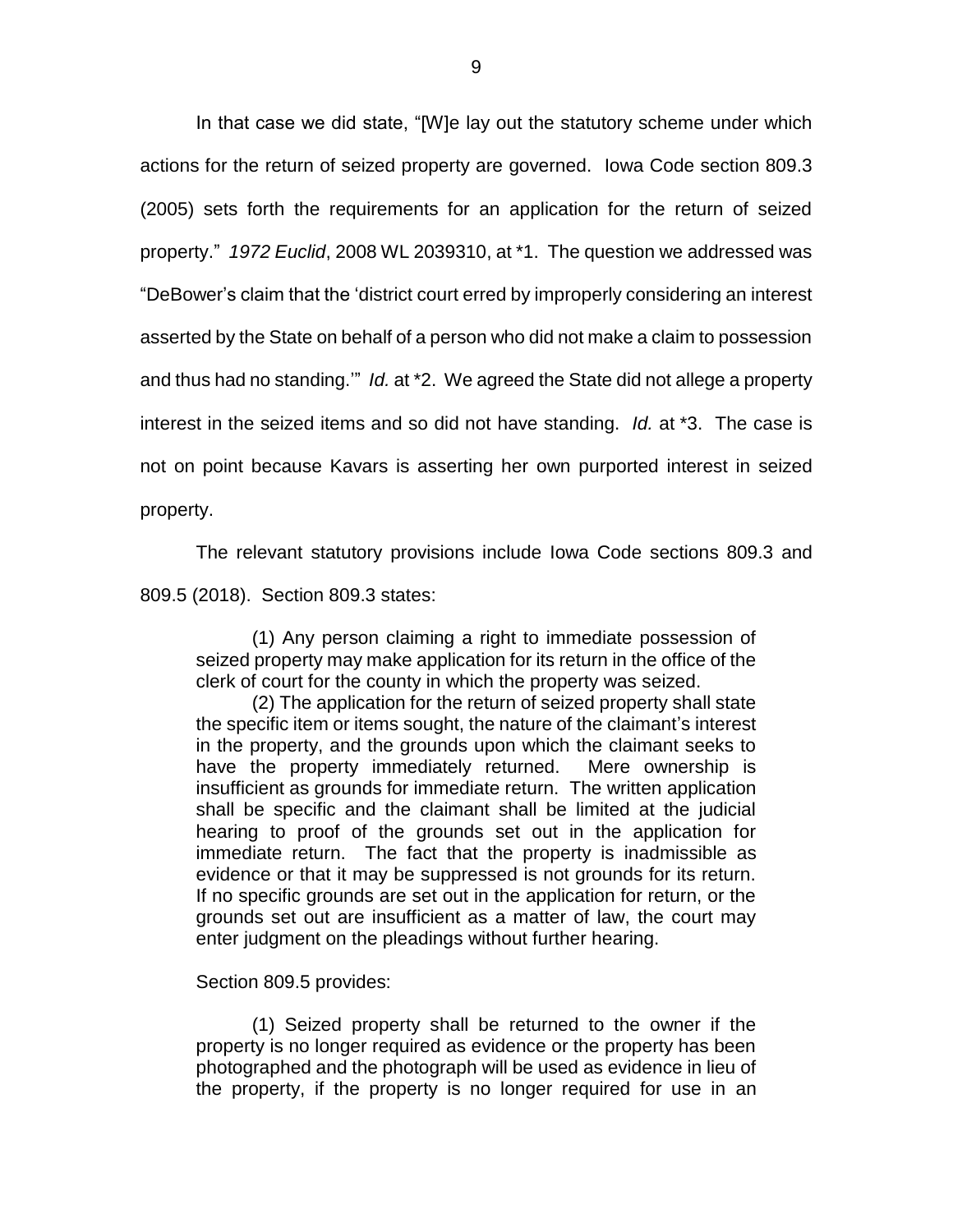In that case we did state, "[W]e lay out the statutory scheme under which actions for the return of seized property are governed. Iowa Code section 809.3 (2005) sets forth the requirements for an application for the return of seized property." *1972 Euclid*, 2008 WL 2039310, at *1. The question we addressed was "DeBower's claim that the 'district court erred by improperly considering an interest asserted by the State on behalf of a person who did not make a claim to possession and thus had no standing.'" *Id.* at *2. We agreed the State did not allege a property interest in the seized items and so did not have standing. *Id.* at *3. The case is not on point because Kavars is asserting her own purported interest in seized property.

The relevant statutory provisions include Iowa Code sections 809.3 and 809.5 (2018). Section 809.3 states:

> (1) Any person claiming a right to immediate possession of seized property may make application for its return in the office of the clerk of court for the county in which the property was seized.
>
> (2) The application for the return of seized property shall state the specific item or items sought, the nature of the claimant's interest in the property, and the grounds upon which the claimant seeks to have the property immediately returned. Mere ownership is insufficient as grounds for immediate return. The written application shall be specific and the claimant shall be limited at the judicial hearing to proof of the grounds set out in the application for immediate return. The fact that the property is inadmissible as evidence or that it may be suppressed is not grounds for its return. If no specific grounds are set out in the application for return, or the grounds set out are insufficient as a matter of law, the court may enter judgment on the pleadings without further hearing.

Section 809.5 provides:

> (1) Seized property shall be returned to the owner if the property is no longer required as evidence or the property has been photographed and the photograph will be used as evidence in lieu of the property, if the property is no longer required for use in an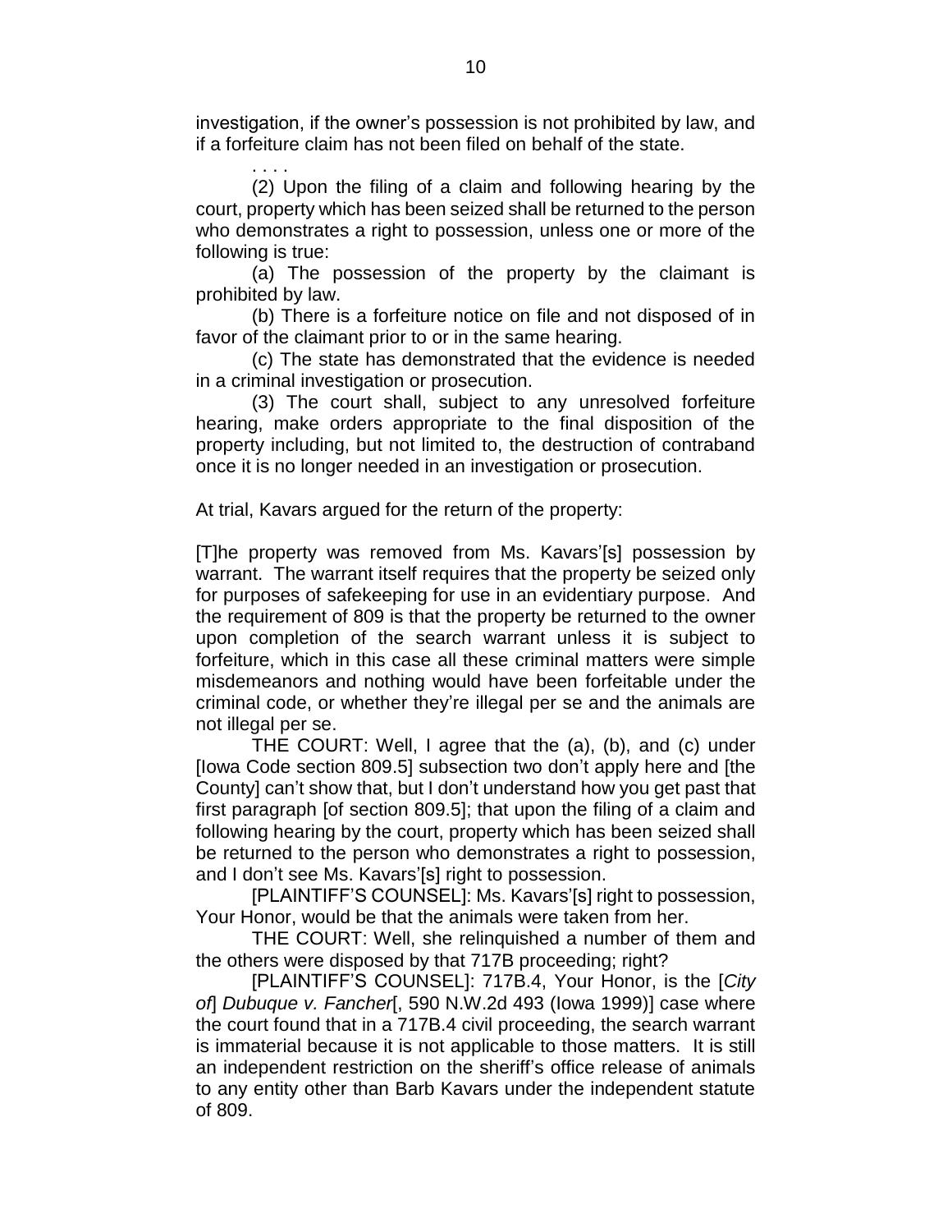investigation, if the owner's possession is not prohibited by law, and if a forfeiture claim has not been filed on behalf of the state.

. . . .

(2) Upon the filing of a claim and following hearing by the court, property which has been seized shall be returned to the person who demonstrates a right to possession, unless one or more of the following is true:

(a) The possession of the property by the claimant is prohibited by law.

(b) There is a forfeiture notice on file and not disposed of in favor of the claimant prior to or in the same hearing.

(c) The state has demonstrated that the evidence is needed in a criminal investigation or prosecution.

(3) The court shall, subject to any unresolved forfeiture hearing, make orders appropriate to the final disposition of the property including, but not limited to, the destruction of contraband once it is no longer needed in an investigation or prosecution.

At trial, Kavars argued for the return of the property:

[T]he property was removed from Ms. Kavars'[s] possession by warrant. The warrant itself requires that the property be seized only for purposes of safekeeping for use in an evidentiary purpose. And the requirement of 809 is that the property be returned to the owner upon completion of the search warrant unless it is subject to forfeiture, which in this case all these criminal matters were simple misdemeanors and nothing would have been forfeitable under the criminal code, or whether they're illegal per se and the animals are not illegal per se.

THE COURT: Well, I agree that the (a), (b), and (c) under [Iowa Code section 809.5] subsection two don't apply here and [the County] can't show that, but I don't understand how you get past that first paragraph [of section 809.5]; that upon the filing of a claim and following hearing by the court, property which has been seized shall be returned to the person who demonstrates a right to possession, and I don't see Ms. Kavars'[s] right to possession.

[PLAINTIFF'S COUNSEL]: Ms. Kavars'[s] right to possession, Your Honor, would be that the animals were taken from her.

THE COURT: Well, she relinquished a number of them and the others were disposed by that 717B proceeding; right?

[PLAINTIFF'S COUNSEL]: 717B.4, Your Honor, is the [*City of*] *Dubuque v. Fancher*[, 590 N.W.2d 493 (Iowa 1999)] case where the court found that in a 717B.4 civil proceeding, the search warrant is immaterial because it is not applicable to those matters. It is still an independent restriction on the sheriff's office release of animals to any entity other than Barb Kavars under the independent statute of 809.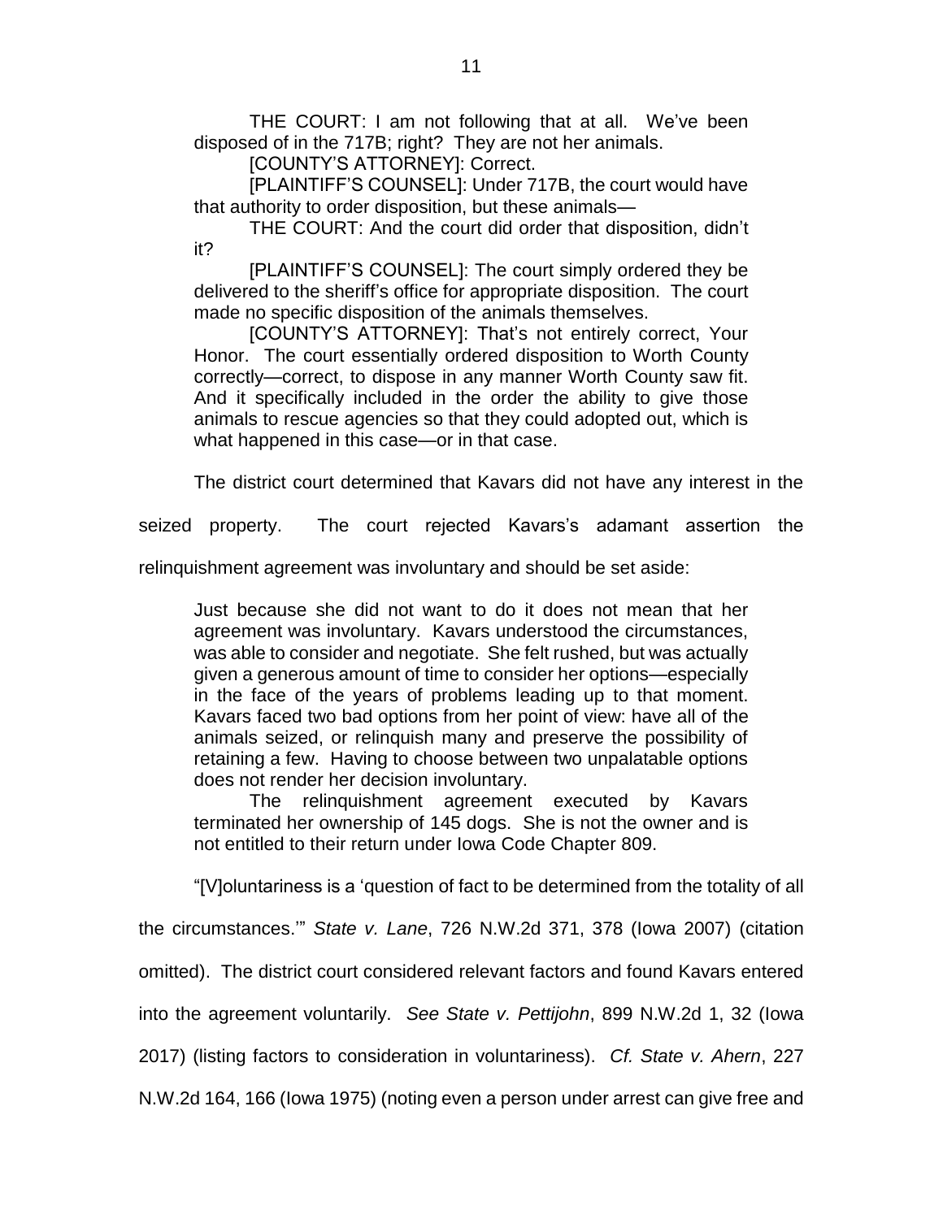THE COURT: I am not following that at all. We've been disposed of in the 717B; right? They are not her animals.

[COUNTY'S ATTORNEY]: Correct.

[PLAINTIFF'S COUNSEL]: Under 717B, the court would have that authority to order disposition, but these animals—

THE COURT: And the court did order that disposition, didn't it?

[PLAINTIFF'S COUNSEL]: The court simply ordered they be delivered to the sheriff's office for appropriate disposition. The court made no specific disposition of the animals themselves.

[COUNTY'S ATTORNEY]: That's not entirely correct, Your Honor. The court essentially ordered disposition to Worth County correctly—correct, to dispose in any manner Worth County saw fit. And it specifically included in the order the ability to give those animals to rescue agencies so that they could adopted out, which is what happened in this case—or in that case.

The district court determined that Kavars did not have any interest in the seized property. The court rejected Kavars's adamant assertion the relinquishment agreement was involuntary and should be set aside:

> Just because she did not want to do it does not mean that her agreement was involuntary. Kavars understood the circumstances, was able to consider and negotiate. She felt rushed, but was actually given a generous amount of time to consider her options—especially in the face of the years of problems leading up to that moment. Kavars faced two bad options from her point of view: have all of the animals seized, or relinquish many and preserve the possibility of retaining a few. Having to choose between two unpalatable options does not render her decision involuntary.
>
> The relinquishment agreement executed by Kavars terminated her ownership of 145 dogs. She is not the owner and is not entitled to their return under Iowa Code Chapter 809.

"[V]oluntariness is a 'question of fact to be determined from the totality of all the circumstances.'" *State v. Lane*, 726 N.W.2d 371, 378 (Iowa 2007) (citation omitted). The district court considered relevant factors and found Kavars entered into the agreement voluntarily. *See State v. Pettijohn*, 899 N.W.2d 1, 32 (Iowa 2017) (listing factors to consideration in voluntariness). *Cf. State v. Ahern*, 227 N.W.2d 164, 166 (Iowa 1975) (noting even a person under arrest can give free and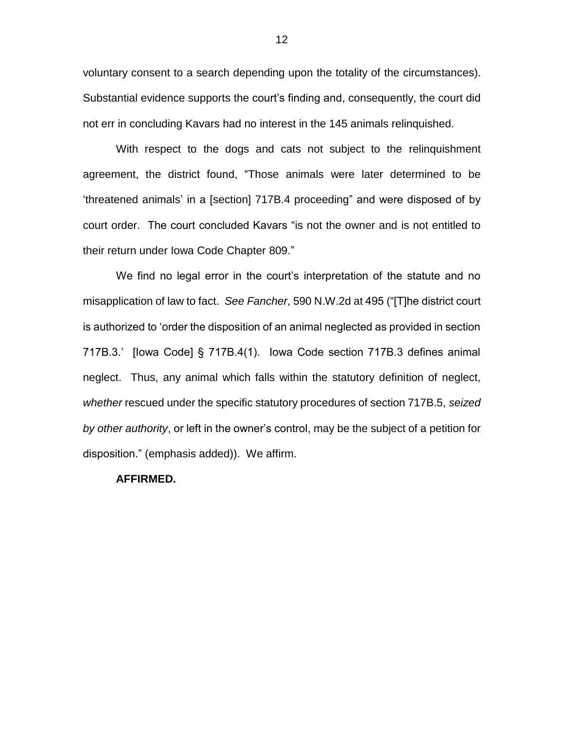voluntary consent to a search depending upon the totality of the circumstances). Substantial evidence supports the court's finding and, consequently, the court did not err in concluding Kavars had no interest in the 145 animals relinquished.

With respect to the dogs and cats not subject to the relinquishment agreement, the district found, "Those animals were later determined to be 'threatened animals' in a [section] 717B.4 proceeding" and were disposed of by court order. The court concluded Kavars "is not the owner and is not entitled to their return under Iowa Code Chapter 809."

We find no legal error in the court's interpretation of the statute and no misapplication of law to fact. *See Fancher*, 590 N.W.2d at 495 ("[T]he district court is authorized to 'order the disposition of an animal neglected as provided in section 717B.3.' [Iowa Code] § 717B.4(1). Iowa Code section 717B.3 defines animal neglect. Thus, any animal which falls within the statutory definition of neglect, *whether* rescued under the specific statutory procedures of section 717B.5, *seized by other authority*, or left in the owner's control, may be the subject of a petition for disposition." (emphasis added)). We affirm.

**AFFIRMED.**